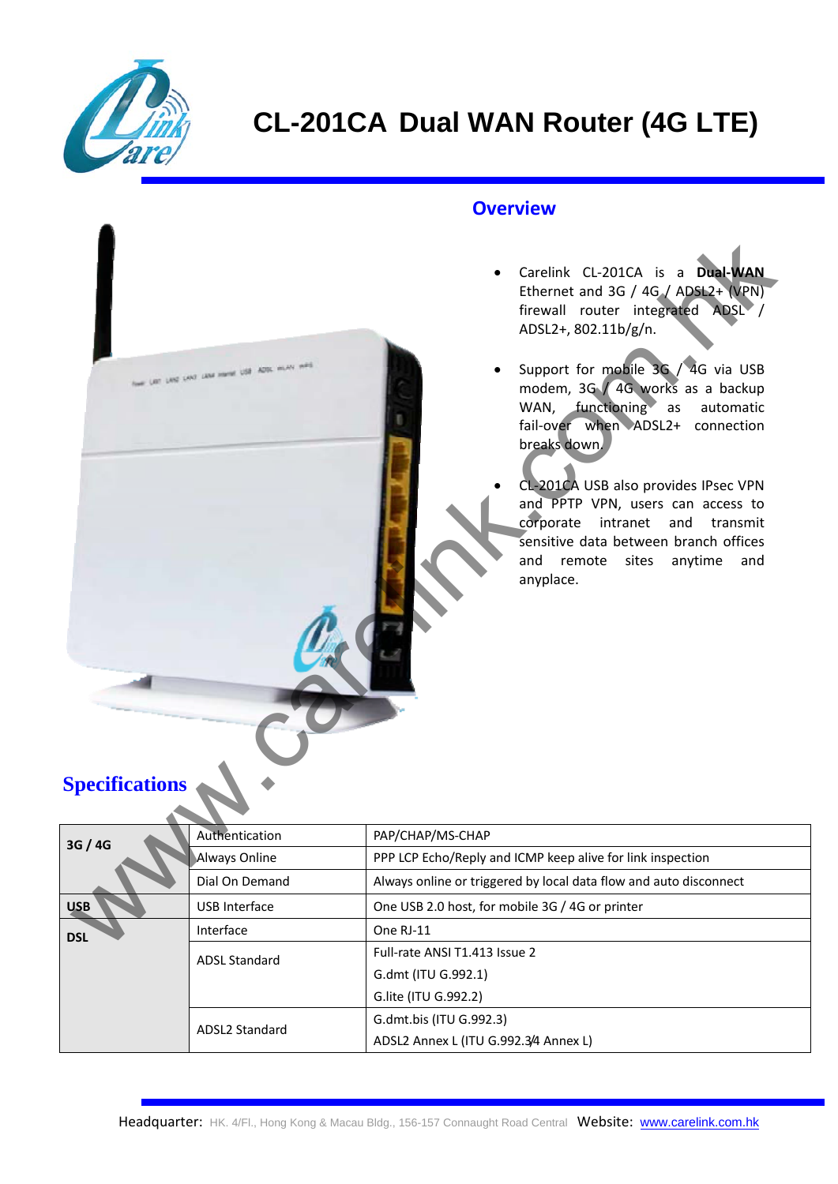# CL-201CA Dual WAN Router (4G LTE)

## Overview

- Carelink CL-201CA is a **Dual-WAN** Ethernet and 3G / 4G / ADSL2+ (VPN) firewall router integrated ADSL / ADSL2+, 802.11b/g/n.
- Support for mobile 3G / 4G via USB modem, 3G / 4G works as a backup WAN, functioning as automatic fail-over when ADSL2+ connection breaks down.
- CL-201CA USB also provides IPsec VPN and PPTP VPN, users can access to corporate intranet and transmit sensitive data between branch offices and remote sites anytime and anyplace.

## Specifications

| | | |
|---|---|---|
| **3G / 4G** | Authentication | PAP/CHAP/MS-CHAP |
| | Always Online | PPP LCP Echo/Reply and ICMP keep alive for link inspection |
| | Dial On Demand | Always online or triggered by local data flow and auto disconnect |
| **USB** | USB Interface | One USB 2.0 host, for mobile 3G / 4G or printer |
| **DSL** | Interface | One RJ-11 |
| | ADSL Standard | Full-rate ANSI T1.413 Issue 2<br>G.dmt (ITU G.992.1)<br>G.lite (ITU G.992.2) |
| | ADSL2 Standard | G.dmt.bis (ITU G.992.3)<br>ADSL2 Annex L (ITU G.992.3/4 Annex L) |

Headquarter: HK. 4/Fl., Hong Kong & Macau Bldg., 156-157 Connaught Road Central Website: www.carelink.com.hk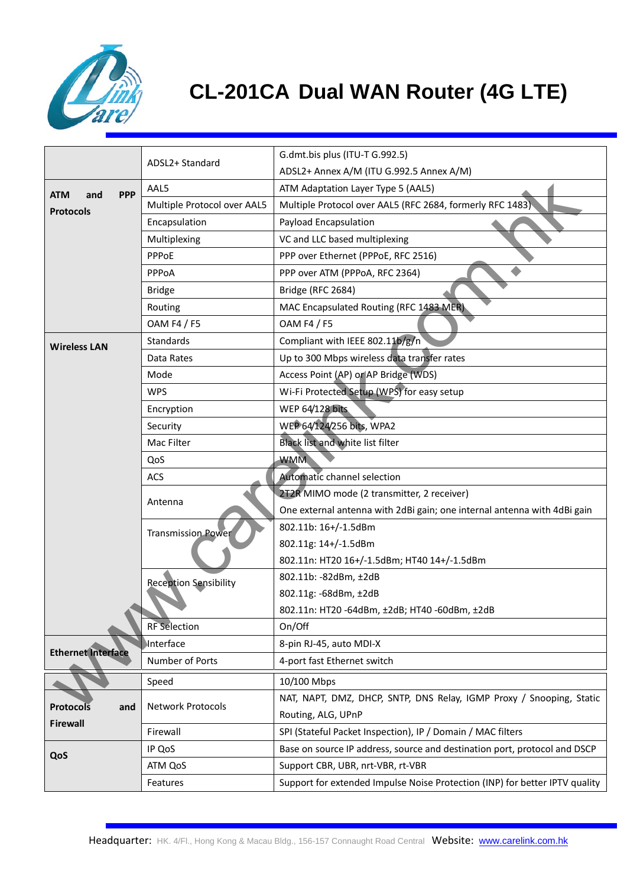# CL-201CA Dual WAN Router (4G LTE)

| | | |
|---|---|---|
| | ADSL2+ Standard | G.dmt.bis plus (ITU-T G.992.5)<br>ADSL2+ Annex A/M (ITU G.992.5 Annex A/M) |
| **ATM and PPP Protocols** | AAL5 | ATM Adaptation Layer Type 5 (AAL5) |
| | Multiple Protocol over AAL5 | Multiple Protocol over AAL5 (RFC 2684, formerly RFC 1483) |
| | Encapsulation | Payload Encapsulation |
| | Multiplexing | VC and LLC based multiplexing |
| | PPPoE | PPP over Ethernet (PPPoE, RFC 2516) |
| | PPPoA | PPP over ATM (PPPoA, RFC 2364) |
| | Bridge | Bridge (RFC 2684) |
| | Routing | MAC Encapsulated Routing (RFC 1483 MER) |
| | OAM F4 / F5 | OAM F4 / F5 |
| **Wireless LAN** | Standards | Compliant with IEEE 802.11b/g/n |
| | Data Rates | Up to 300 Mbps wireless data transfer rates |
| | Mode | Access Point (AP) or AP Bridge (WDS) |
| | WPS | Wi-Fi Protected Setup (WPS) for easy setup |
| | Encryption | WEP 64/128 bits |
| | Security | WEP 64/124/256 bits, WPA2 |
| | Mac Filter | Black list and white list filter |
| | QoS | WMM |
| | ACS | Automatic channel selection |
| | Antenna | 2T2R MIMO mode (2 transmitter, 2 receiver)<br>One external antenna with 2dBi gain; one internal antenna with 4dBi gain |
| | Transmission Power | 802.11b: 16+/-1.5dBm<br>802.11g: 14+/-1.5dBm<br>802.11n: HT20 16+/-1.5dBm; HT40 14+/-1.5dBm |
| | Reception Sensibility | 802.11b: -82dBm, ±2dB<br>802.11g: -68dBm, ±2dB<br>802.11n: HT20 -64dBm, ±2dB; HT40 -60dBm, ±2dB |
| | RF Selection | On/Off |
| **Ethernet Interface** | Interface | 8-pin RJ-45, auto MDI-X |
| | Number of Ports | 4-port fast Ethernet switch |
| | Speed | 10/100 Mbps |
| **Protocols and Firewall** | Network Protocols | NAT, NAPT, DMZ, DHCP, SNTP, DNS Relay, IGMP Proxy / Snooping, Static Routing, ALG, UPnP |
| | Firewall | SPI (Stateful Packet Inspection), IP / Domain / MAC filters |
| **QoS** | IP QoS | Base on source IP address, source and destination port, protocol and DSCP |
| | ATM QoS | Support CBR, UBR, nrt-VBR, rt-VBR |
| | Features | Support for extended Impulse Noise Protection (INP) for better IPTV quality |

Headquarter: HK. 4/Fl., Hong Kong & Macau Bldg., 156-157 Connaught Road Central Website: www.carelink.com.hk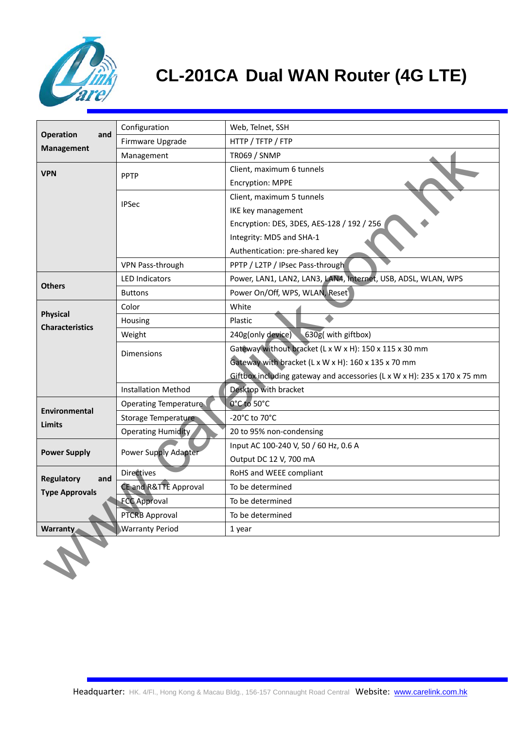# CL-201CA Dual WAN Router (4G LTE)

| | | |
|---|---|---|
| **Operation and Management** | Configuration | Web, Telnet, SSH |
| | Firmware Upgrade | HTTP / TFTP / FTP |
| | Management | TR069 / SNMP |
| **VPN** | PPTP | Client, maximum 6 tunnels<br>Encryption: MPPE |
| | IPSec | Client, maximum 5 tunnels<br>IKE key management<br>Encryption: DES, 3DES, AES-128 / 192 / 256<br>Integrity: MD5 and SHA-1<br>Authentication: pre-shared key |
| | VPN Pass-through | PPTP / L2TP / IPsec Pass-through |
| **Others** | LED Indicators | Power, LAN1, LAN2, LAN3, LAN4, Internet, USB, ADSL, WLAN, WPS |
| | Buttons | Power On/Off, WPS, WLAN, Reset |
| **Physical Characteristics** | Color | White |
| | Housing | Plastic |
| | Weight | 240g(only device) 630g( with giftbox) |
| | Dimensions | Gateway without bracket (L x W x H): 150 x 115 x 30 mm<br>Gateway with bracket (L x W x H): 160 x 135 x 70 mm<br>Giftbox including gateway and accessories (L x W x H): 235 x 170 x 75 mm |
| | Installation Method | Desktop with bracket |
| **Environmental Limits** | Operating Temperature | 0°C to 50°C |
| | Storage Temperature | -20°C to 70°C |
| | Operating Humidity | 20 to 95% non-condensing |
| **Power Supply** | Power Supply Adapter | Input AC 100-240 V, 50 / 60 Hz, 0.6 A<br>Output DC 12 V, 700 mA |
| **Regulatory and Type Approvals** | Directives | RoHS and WEEE compliant |
| | CE and R&TTE Approval | To be determined |
| | FCC Approval | To be determined |
| | PTCRB Approval | To be determined |
| **Warranty** | Warranty Period | 1 year |

Headquarter: HK. 4/Fl., Hong Kong & Macau Bldg., 156-157 Connaught Road Central Website: www.carelink.com.hk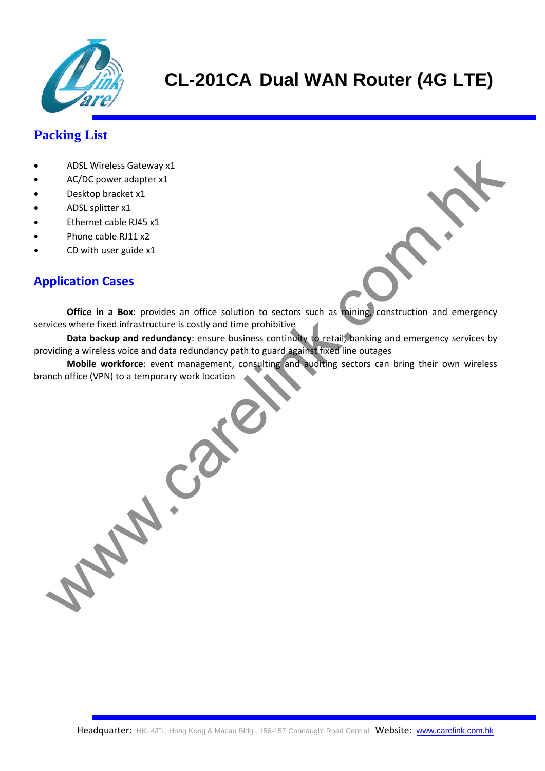# CL-201CA Dual WAN Router (4G LTE)

## Packing List

- ADSL Wireless Gateway x1
- AC/DC power adapter x1
- Desktop bracket x1
- ADSL splitter x1
- Ethernet cable RJ45 x1
- Phone cable RJ11 x2
- CD with user guide x1

## Application Cases

**Office in a Box**: provides an office solution to sectors such as mining, construction and emergency services where fixed infrastructure is costly and time prohibitive

**Data backup and redundancy**: ensure business continuity to retail, banking and emergency services by providing a wireless voice and data redundancy path to guard against fixed line outages

**Mobile workforce**: event management, consulting and auditing sectors can bring their own wireless branch office (VPN) to a temporary work location